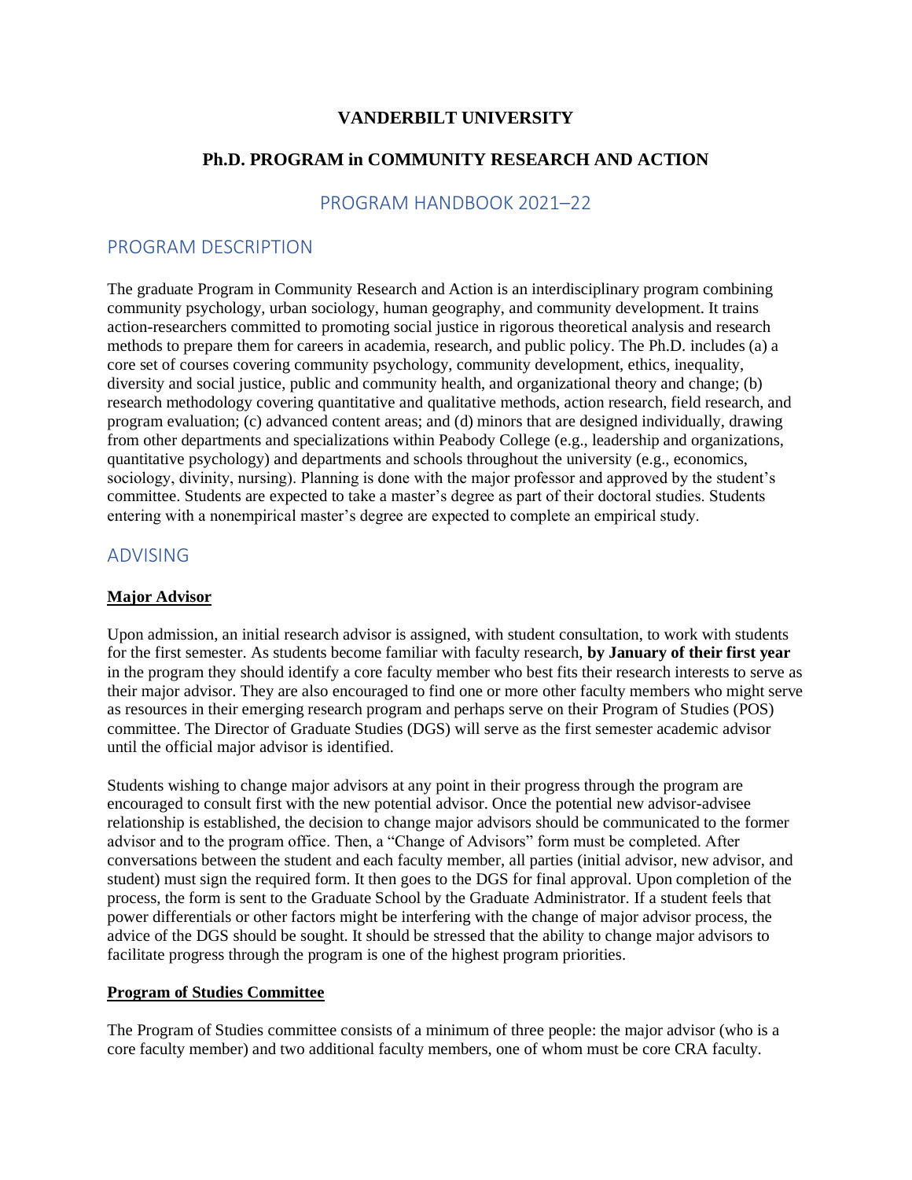# VANDERBILT UNIVERSITY

## Ph.D. PROGRAM in COMMUNITY RESEARCH AND ACTION

## PROGRAM HANDBOOK 2021–22

## PROGRAM DESCRIPTION

The graduate Program in Community Research and Action is an interdisciplinary program combining community psychology, urban sociology, human geography, and community development. It trains action-researchers committed to promoting social justice in rigorous theoretical analysis and research methods to prepare them for careers in academia, research, and public policy. The Ph.D. includes (a) a core set of courses covering community psychology, community development, ethics, inequality, diversity and social justice, public and community health, and organizational theory and change; (b) research methodology covering quantitative and qualitative methods, action research, field research, and program evaluation; (c) advanced content areas; and (d) minors that are designed individually, drawing from other departments and specializations within Peabody College (e.g., leadership and organizations, quantitative psychology) and departments and schools throughout the university (e.g., economics, sociology, divinity, nursing). Planning is done with the major professor and approved by the student's committee. Students are expected to take a master's degree as part of their doctoral studies. Students entering with a nonempirical master's degree are expected to complete an empirical study.

## ADVISING

### Major Advisor

Upon admission, an initial research advisor is assigned, with student consultation, to work with students for the first semester. As students become familiar with faculty research, **by January of their first year** in the program they should identify a core faculty member who best fits their research interests to serve as their major advisor. They are also encouraged to find one or more other faculty members who might serve as resources in their emerging research program and perhaps serve on their Program of Studies (POS) committee. The Director of Graduate Studies (DGS) will serve as the first semester academic advisor until the official major advisor is identified.

Students wishing to change major advisors at any point in their progress through the program are encouraged to consult first with the new potential advisor. Once the potential new advisor-advisee relationship is established, the decision to change major advisors should be communicated to the former advisor and to the program office. Then, a "Change of Advisors" form must be completed. After conversations between the student and each faculty member, all parties (initial advisor, new advisor, and student) must sign the required form. It then goes to the DGS for final approval. Upon completion of the process, the form is sent to the Graduate School by the Graduate Administrator. If a student feels that power differentials or other factors might be interfering with the change of major advisor process, the advice of the DGS should be sought. It should be stressed that the ability to change major advisors to facilitate progress through the program is one of the highest program priorities.

### Program of Studies Committee

The Program of Studies committee consists of a minimum of three people: the major advisor (who is a core faculty member) and two additional faculty members, one of whom must be core CRA faculty.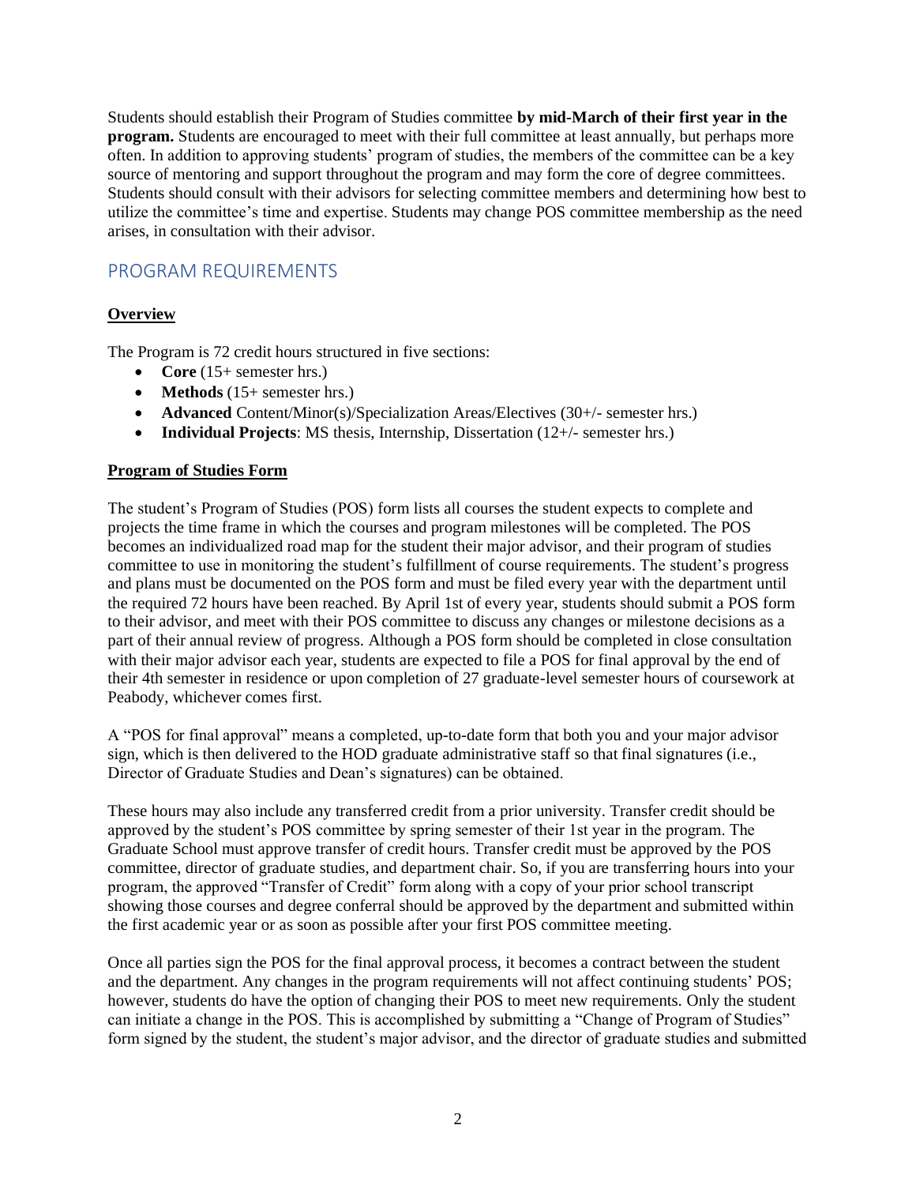Students should establish their Program of Studies committee **by mid-March of their first year in the program.** Students are encouraged to meet with their full committee at least annually, but perhaps more often. In addition to approving students' program of studies, the members of the committee can be a key source of mentoring and support throughout the program and may form the core of degree committees. Students should consult with their advisors for selecting committee members and determining how best to utilize the committee's time and expertise. Students may change POS committee membership as the need arises, in consultation with their advisor.

## PROGRAM REQUIREMENTS

### **Overview**

The Program is 72 credit hours structured in five sections:

- **Core** (15+ semester hrs.)
- **Methods** (15+ semester hrs.)
- **Advanced** Content/Minor(s)/Specialization Areas/Electives (30+/- semester hrs.)
- **Individual Projects**: MS thesis, Internship, Dissertation (12+/- semester hrs.)

### **Program of Studies Form**

The student's Program of Studies (POS) form lists all courses the student expects to complete and projects the time frame in which the courses and program milestones will be completed. The POS becomes an individualized road map for the student their major advisor, and their program of studies committee to use in monitoring the student's fulfillment of course requirements. The student's progress and plans must be documented on the POS form and must be filed every year with the department until the required 72 hours have been reached. By April 1st of every year, students should submit a POS form to their advisor, and meet with their POS committee to discuss any changes or milestone decisions as a part of their annual review of progress. Although a POS form should be completed in close consultation with their major advisor each year, students are expected to file a POS for final approval by the end of their 4th semester in residence or upon completion of 27 graduate-level semester hours of coursework at Peabody, whichever comes first.

A "POS for final approval" means a completed, up-to-date form that both you and your major advisor sign, which is then delivered to the HOD graduate administrative staff so that final signatures (i.e., Director of Graduate Studies and Dean's signatures) can be obtained.

These hours may also include any transferred credit from a prior university. Transfer credit should be approved by the student's POS committee by spring semester of their 1st year in the program. The Graduate School must approve transfer of credit hours. Transfer credit must be approved by the POS committee, director of graduate studies, and department chair. So, if you are transferring hours into your program, the approved "Transfer of Credit" form along with a copy of your prior school transcript showing those courses and degree conferral should be approved by the department and submitted within the first academic year or as soon as possible after your first POS committee meeting.

Once all parties sign the POS for the final approval process, it becomes a contract between the student and the department. Any changes in the program requirements will not affect continuing students' POS; however, students do have the option of changing their POS to meet new requirements. Only the student can initiate a change in the POS. This is accomplished by submitting a "Change of Program of Studies" form signed by the student, the student's major advisor, and the director of graduate studies and submitted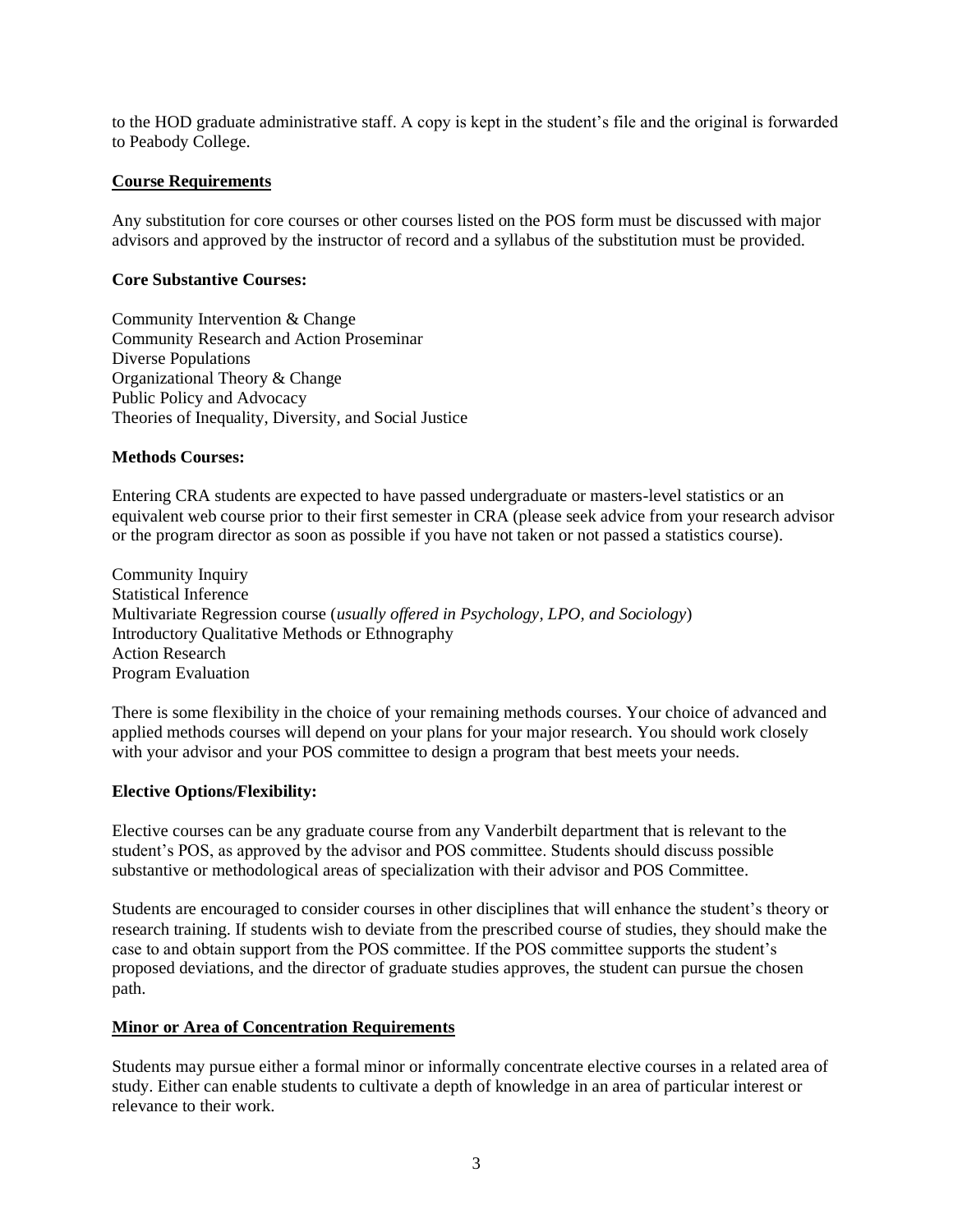to the HOD graduate administrative staff. A copy is kept in the student's file and the original is forwarded to Peabody College.

## Course Requirements

Any substitution for core courses or other courses listed on the POS form must be discussed with major advisors and approved by the instructor of record and a syllabus of the substitution must be provided.

### Core Substantive Courses:

Community Intervention & Change
Community Research and Action Proseminar
Diverse Populations
Organizational Theory & Change
Public Policy and Advocacy
Theories of Inequality, Diversity, and Social Justice

### Methods Courses:

Entering CRA students are expected to have passed undergraduate or masters-level statistics or an equivalent web course prior to their first semester in CRA (please seek advice from your research advisor or the program director as soon as possible if you have not taken or not passed a statistics course).

Community Inquiry
Statistical Inference
Multivariate Regression course (*usually offered in Psychology, LPO, and Sociology*)
Introductory Qualitative Methods or Ethnography
Action Research
Program Evaluation

There is some flexibility in the choice of your remaining methods courses. Your choice of advanced and applied methods courses will depend on your plans for your major research. You should work closely with your advisor and your POS committee to design a program that best meets your needs.

### Elective Options/Flexibility:

Elective courses can be any graduate course from any Vanderbilt department that is relevant to the student's POS, as approved by the advisor and POS committee. Students should discuss possible substantive or methodological areas of specialization with their advisor and POS Committee.

Students are encouraged to consider courses in other disciplines that will enhance the student's theory or research training. If students wish to deviate from the prescribed course of studies, they should make the case to and obtain support from the POS committee. If the POS committee supports the student's proposed deviations, and the director of graduate studies approves, the student can pursue the chosen path.

## Minor or Area of Concentration Requirements

Students may pursue either a formal minor or informally concentrate elective courses in a related area of study. Either can enable students to cultivate a depth of knowledge in an area of particular interest or relevance to their work.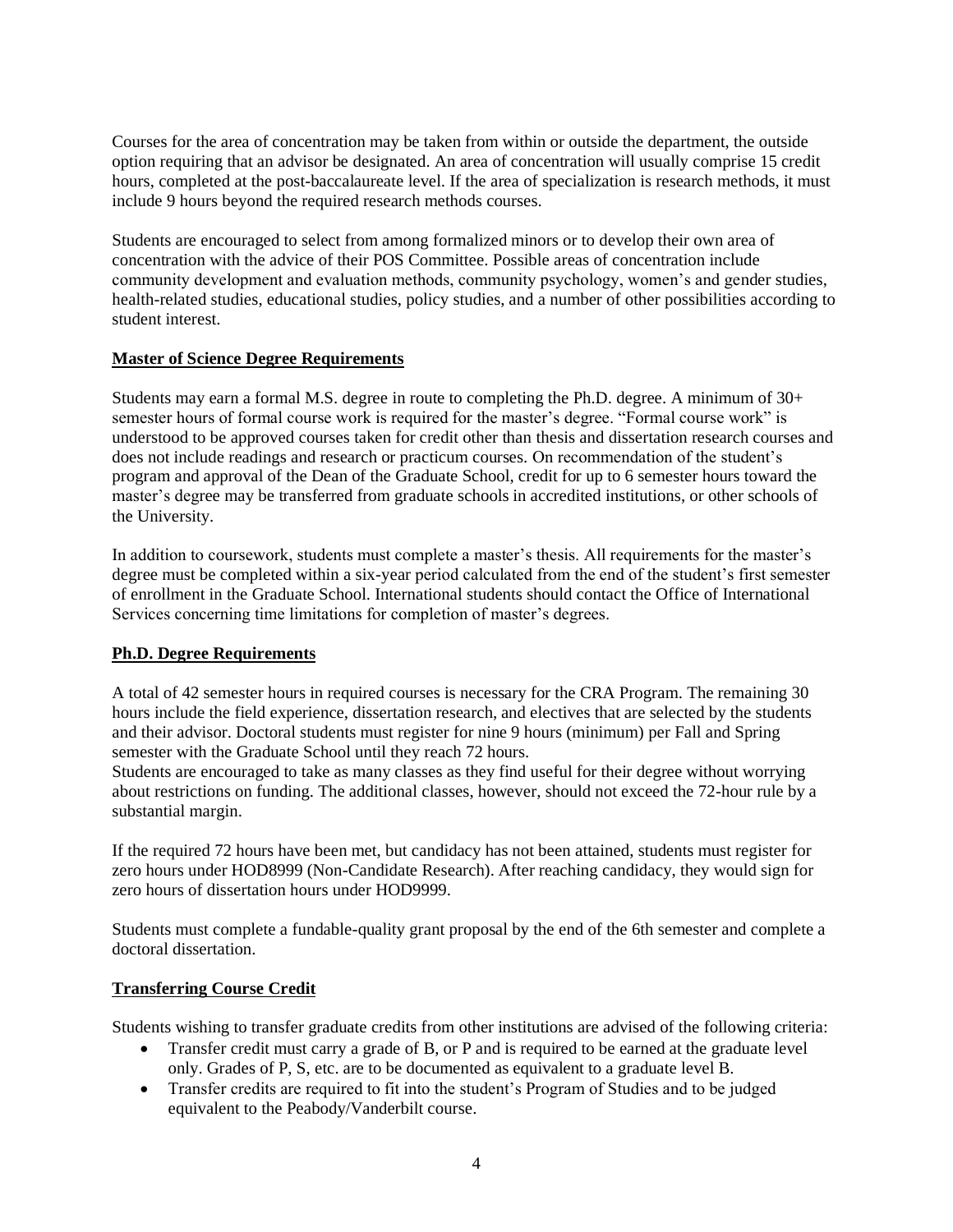Courses for the area of concentration may be taken from within or outside the department, the outside option requiring that an advisor be designated. An area of concentration will usually comprise 15 credit hours, completed at the post-baccalaureate level. If the area of specialization is research methods, it must include 9 hours beyond the required research methods courses.

Students are encouraged to select from among formalized minors or to develop their own area of concentration with the advice of their POS Committee. Possible areas of concentration include community development and evaluation methods, community psychology, women's and gender studies, health-related studies, educational studies, policy studies, and a number of other possibilities according to student interest.

## Master of Science Degree Requirements

Students may earn a formal M.S. degree in route to completing the Ph.D. degree. A minimum of 30+ semester hours of formal course work is required for the master's degree. "Formal course work" is understood to be approved courses taken for credit other than thesis and dissertation research courses and does not include readings and research or practicum courses. On recommendation of the student's program and approval of the Dean of the Graduate School, credit for up to 6 semester hours toward the master's degree may be transferred from graduate schools in accredited institutions, or other schools of the University.

In addition to coursework, students must complete a master's thesis. All requirements for the master's degree must be completed within a six-year period calculated from the end of the student's first semester of enrollment in the Graduate School. International students should contact the Office of International Services concerning time limitations for completion of master's degrees.

## Ph.D. Degree Requirements

A total of 42 semester hours in required courses is necessary for the CRA Program. The remaining 30 hours include the field experience, dissertation research, and electives that are selected by the students and their advisor. Doctoral students must register for nine 9 hours (minimum) per Fall and Spring semester with the Graduate School until they reach 72 hours.
Students are encouraged to take as many classes as they find useful for their degree without worrying about restrictions on funding. The additional classes, however, should not exceed the 72-hour rule by a substantial margin.

If the required 72 hours have been met, but candidacy has not been attained, students must register for zero hours under HOD8999 (Non-Candidate Research). After reaching candidacy, they would sign for zero hours of dissertation hours under HOD9999.

Students must complete a fundable-quality grant proposal by the end of the 6th semester and complete a doctoral dissertation.

## Transferring Course Credit

Students wishing to transfer graduate credits from other institutions are advised of the following criteria:

- Transfer credit must carry a grade of B, or P and is required to be earned at the graduate level only. Grades of P, S, etc. are to be documented as equivalent to a graduate level B.
- Transfer credits are required to fit into the student's Program of Studies and to be judged equivalent to the Peabody/Vanderbilt course.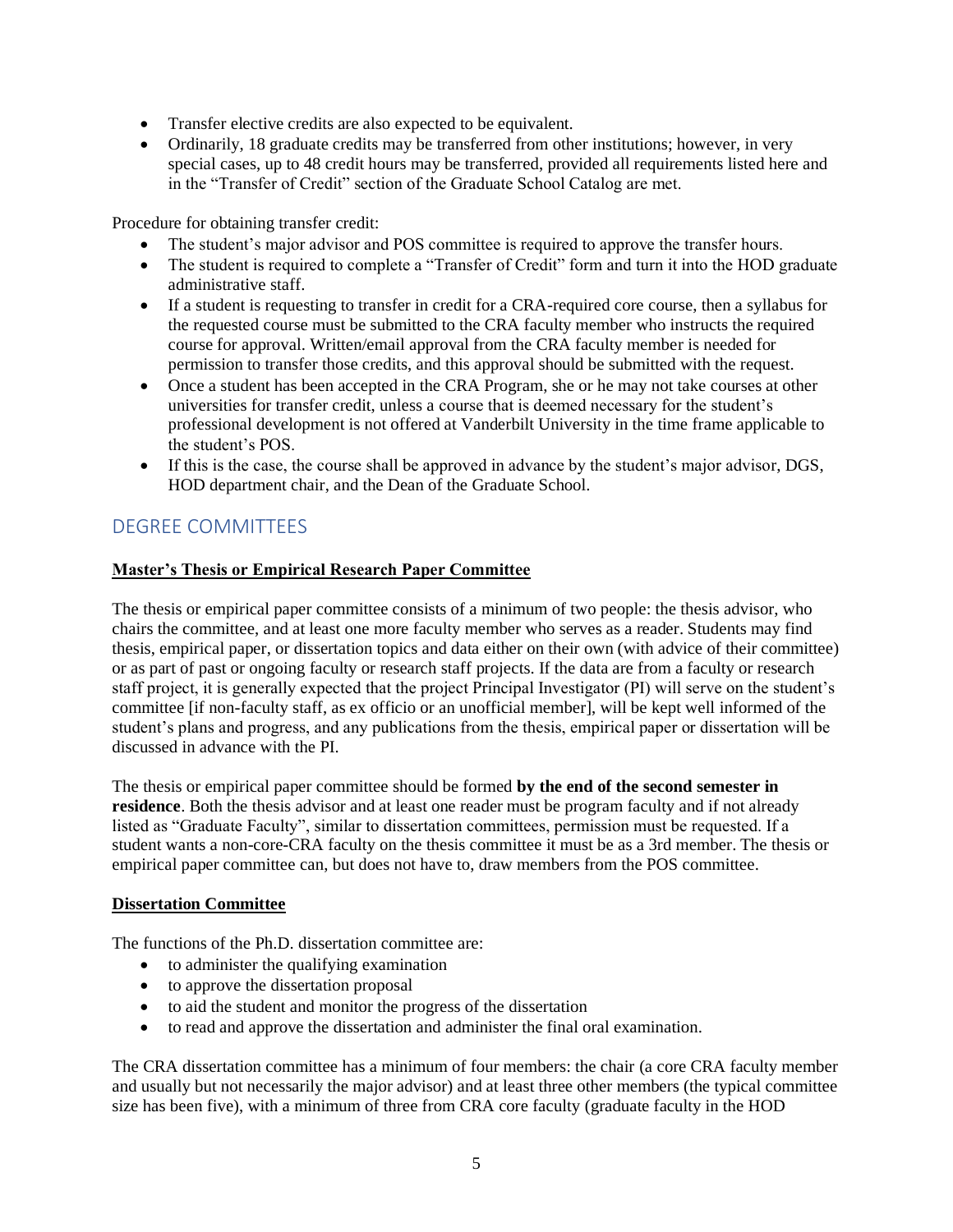- Transfer elective credits are also expected to be equivalent.
- Ordinarily, 18 graduate credits may be transferred from other institutions; however, in very special cases, up to 48 credit hours may be transferred, provided all requirements listed here and in the "Transfer of Credit" section of the Graduate School Catalog are met.

Procedure for obtaining transfer credit:

- The student's major advisor and POS committee is required to approve the transfer hours.
- The student is required to complete a "Transfer of Credit" form and turn it into the HOD graduate administrative staff.
- If a student is requesting to transfer in credit for a CRA-required core course, then a syllabus for the requested course must be submitted to the CRA faculty member who instructs the required course for approval. Written/email approval from the CRA faculty member is needed for permission to transfer those credits, and this approval should be submitted with the request.
- Once a student has been accepted in the CRA Program, she or he may not take courses at other universities for transfer credit, unless a course that is deemed necessary for the student's professional development is not offered at Vanderbilt University in the time frame applicable to the student's POS.
- If this is the case, the course shall be approved in advance by the student's major advisor, DGS, HOD department chair, and the Dean of the Graduate School.

## DEGREE COMMITTEES

**Master's Thesis or Empirical Research Paper Committee**

The thesis or empirical paper committee consists of a minimum of two people: the thesis advisor, who chairs the committee, and at least one more faculty member who serves as a reader. Students may find thesis, empirical paper, or dissertation topics and data either on their own (with advice of their committee) or as part of past or ongoing faculty or research staff projects. If the data are from a faculty or research staff project, it is generally expected that the project Principal Investigator (PI) will serve on the student's committee [if non-faculty staff, as ex officio or an unofficial member], will be kept well informed of the student's plans and progress, and any publications from the thesis, empirical paper or dissertation will be discussed in advance with the PI.

The thesis or empirical paper committee should be formed **by the end of the second semester in residence**. Both the thesis advisor and at least one reader must be program faculty and if not already listed as "Graduate Faculty", similar to dissertation committees, permission must be requested. If a student wants a non-core-CRA faculty on the thesis committee it must be as a 3rd member. The thesis or empirical paper committee can, but does not have to, draw members from the POS committee.

**Dissertation Committee**

The functions of the Ph.D. dissertation committee are:

- to administer the qualifying examination
- to approve the dissertation proposal
- to aid the student and monitor the progress of the dissertation
- to read and approve the dissertation and administer the final oral examination.

The CRA dissertation committee has a minimum of four members: the chair (a core CRA faculty member and usually but not necessarily the major advisor) and at least three other members (the typical committee size has been five), with a minimum of three from CRA core faculty (graduate faculty in the HOD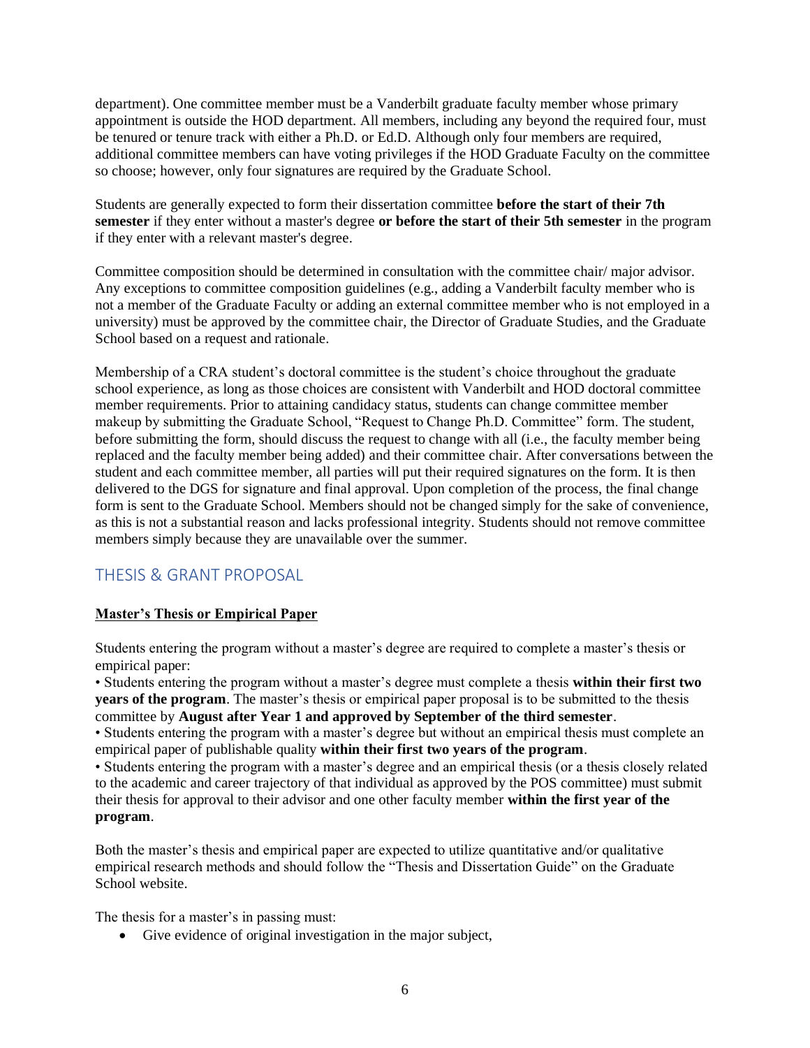department). One committee member must be a Vanderbilt graduate faculty member whose primary appointment is outside the HOD department. All members, including any beyond the required four, must be tenured or tenure track with either a Ph.D. or Ed.D. Although only four members are required, additional committee members can have voting privileges if the HOD Graduate Faculty on the committee so choose; however, only four signatures are required by the Graduate School.

Students are generally expected to form their dissertation committee **before the start of their 7th semester** if they enter without a master's degree **or before the start of their 5th semester** in the program if they enter with a relevant master's degree.

Committee composition should be determined in consultation with the committee chair/ major advisor. Any exceptions to committee composition guidelines (e.g., adding a Vanderbilt faculty member who is not a member of the Graduate Faculty or adding an external committee member who is not employed in a university) must be approved by the committee chair, the Director of Graduate Studies, and the Graduate School based on a request and rationale.

Membership of a CRA student's doctoral committee is the student's choice throughout the graduate school experience, as long as those choices are consistent with Vanderbilt and HOD doctoral committee member requirements. Prior to attaining candidacy status, students can change committee member makeup by submitting the Graduate School, "Request to Change Ph.D. Committee" form. The student, before submitting the form, should discuss the request to change with all (i.e., the faculty member being replaced and the faculty member being added) and their committee chair. After conversations between the student and each committee member, all parties will put their required signatures on the form. It is then delivered to the DGS for signature and final approval. Upon completion of the process, the final change form is sent to the Graduate School. Members should not be changed simply for the sake of convenience, as this is not a substantial reason and lacks professional integrity. Students should not remove committee members simply because they are unavailable over the summer.

## THESIS & GRANT PROPOSAL

**Master's Thesis or Empirical Paper**

Students entering the program without a master's degree are required to complete a master's thesis or empirical paper:

• Students entering the program without a master's degree must complete a thesis **within their first two years of the program**. The master's thesis or empirical paper proposal is to be submitted to the thesis committee by **August after Year 1 and approved by September of the third semester**.

• Students entering the program with a master's degree but without an empirical thesis must complete an empirical paper of publishable quality **within their first two years of the program**.

• Students entering the program with a master's degree and an empirical thesis (or a thesis closely related to the academic and career trajectory of that individual as approved by the POS committee) must submit their thesis for approval to their advisor and one other faculty member **within the first year of the program**.

Both the master's thesis and empirical paper are expected to utilize quantitative and/or qualitative empirical research methods and should follow the "Thesis and Dissertation Guide" on the Graduate School website.

The thesis for a master's in passing must:

- Give evidence of original investigation in the major subject,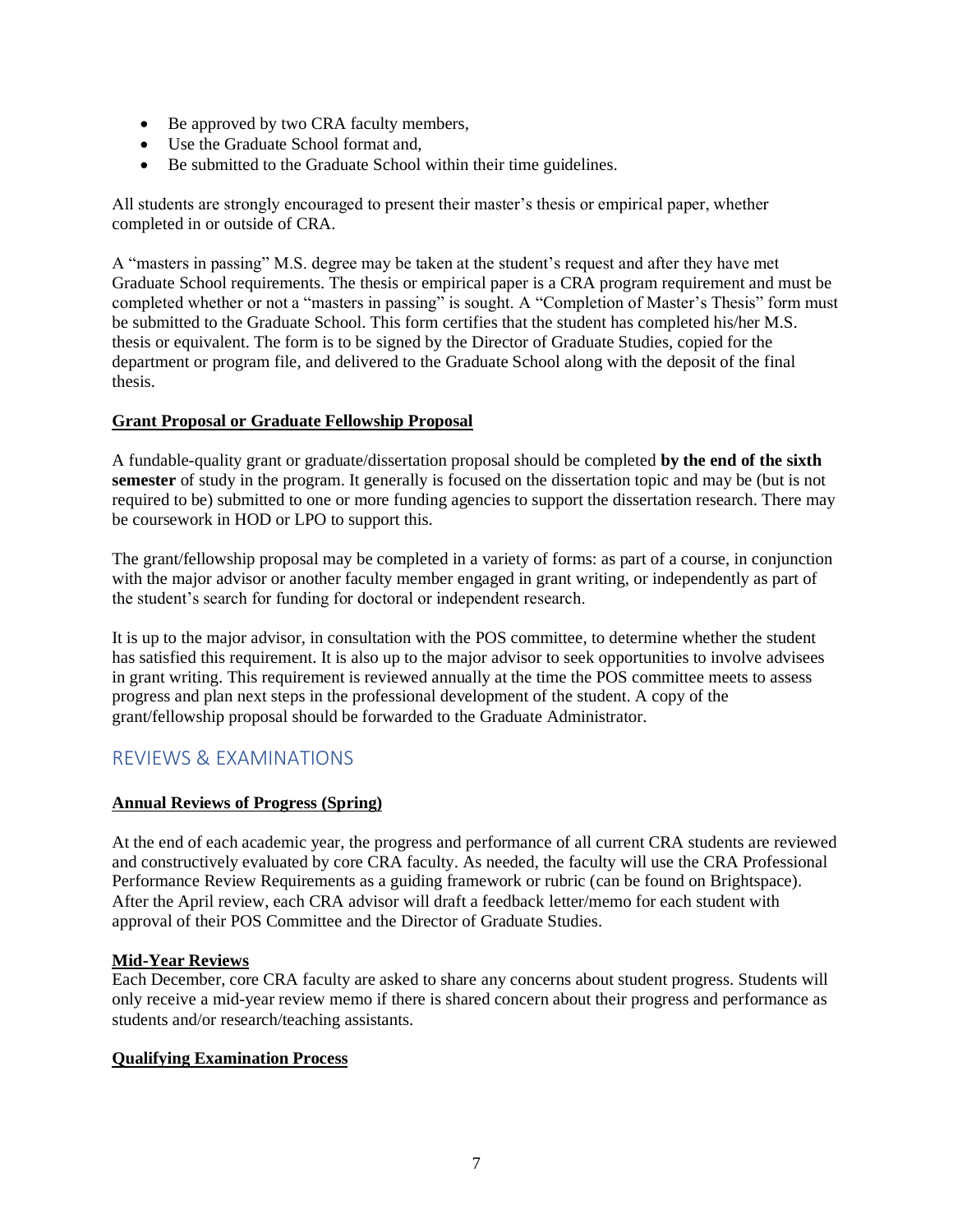- Be approved by two CRA faculty members,
- Use the Graduate School format and,
- Be submitted to the Graduate School within their time guidelines.

All students are strongly encouraged to present their master's thesis or empirical paper, whether completed in or outside of CRA.

A "masters in passing" M.S. degree may be taken at the student's request and after they have met Graduate School requirements. The thesis or empirical paper is a CRA program requirement and must be completed whether or not a "masters in passing" is sought. A "Completion of Master's Thesis" form must be submitted to the Graduate School. This form certifies that the student has completed his/her M.S. thesis or equivalent. The form is to be signed by the Director of Graduate Studies, copied for the department or program file, and delivered to the Graduate School along with the deposit of the final thesis.

### Grant Proposal or Graduate Fellowship Proposal

A fundable-quality grant or graduate/dissertation proposal should be completed **by the end of the sixth semester** of study in the program. It generally is focused on the dissertation topic and may be (but is not required to be) submitted to one or more funding agencies to support the dissertation research. There may be coursework in HOD or LPO to support this.

The grant/fellowship proposal may be completed in a variety of forms: as part of a course, in conjunction with the major advisor or another faculty member engaged in grant writing, or independently as part of the student's search for funding for doctoral or independent research.

It is up to the major advisor, in consultation with the POS committee, to determine whether the student has satisfied this requirement. It is also up to the major advisor to seek opportunities to involve advisees in grant writing. This requirement is reviewed annually at the time the POS committee meets to assess progress and plan next steps in the professional development of the student. A copy of the grant/fellowship proposal should be forwarded to the Graduate Administrator.

## REVIEWS & EXAMINATIONS

### Annual Reviews of Progress (Spring)

At the end of each academic year, the progress and performance of all current CRA students are reviewed and constructively evaluated by core CRA faculty. As needed, the faculty will use the CRA Professional Performance Review Requirements as a guiding framework or rubric (can be found on Brightspace). After the April review, each CRA advisor will draft a feedback letter/memo for each student with approval of their POS Committee and the Director of Graduate Studies.

### Mid-Year Reviews

Each December, core CRA faculty are asked to share any concerns about student progress. Students will only receive a mid-year review memo if there is shared concern about their progress and performance as students and/or research/teaching assistants.

### Qualifying Examination Process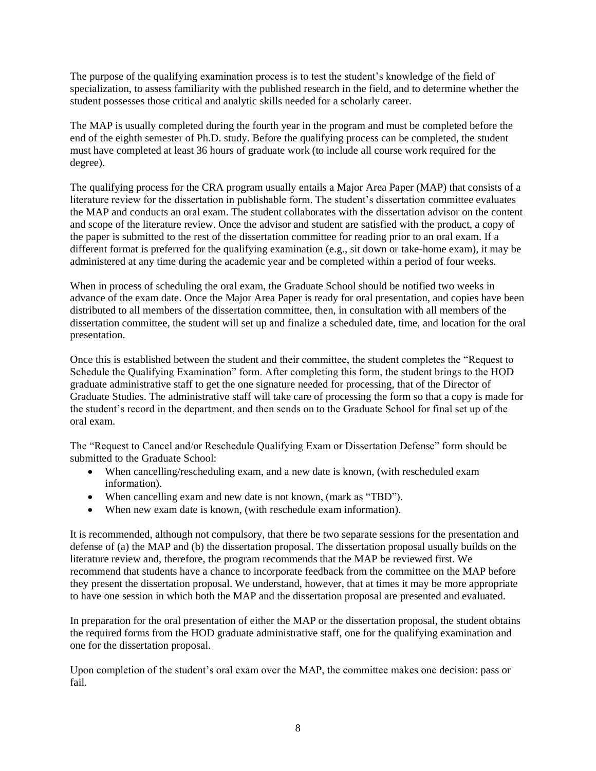The purpose of the qualifying examination process is to test the student's knowledge of the field of specialization, to assess familiarity with the published research in the field, and to determine whether the student possesses those critical and analytic skills needed for a scholarly career.

The MAP is usually completed during the fourth year in the program and must be completed before the end of the eighth semester of Ph.D. study. Before the qualifying process can be completed, the student must have completed at least 36 hours of graduate work (to include all course work required for the degree).

The qualifying process for the CRA program usually entails a Major Area Paper (MAP) that consists of a literature review for the dissertation in publishable form. The student's dissertation committee evaluates the MAP and conducts an oral exam. The student collaborates with the dissertation advisor on the content and scope of the literature review. Once the advisor and student are satisfied with the product, a copy of the paper is submitted to the rest of the dissertation committee for reading prior to an oral exam. If a different format is preferred for the qualifying examination (e.g., sit down or take-home exam), it may be administered at any time during the academic year and be completed within a period of four weeks.

When in process of scheduling the oral exam, the Graduate School should be notified two weeks in advance of the exam date. Once the Major Area Paper is ready for oral presentation, and copies have been distributed to all members of the dissertation committee, then, in consultation with all members of the dissertation committee, the student will set up and finalize a scheduled date, time, and location for the oral presentation.

Once this is established between the student and their committee, the student completes the "Request to Schedule the Qualifying Examination" form. After completing this form, the student brings to the HOD graduate administrative staff to get the one signature needed for processing, that of the Director of Graduate Studies. The administrative staff will take care of processing the form so that a copy is made for the student's record in the department, and then sends on to the Graduate School for final set up of the oral exam.

The "Request to Cancel and/or Reschedule Qualifying Exam or Dissertation Defense" form should be submitted to the Graduate School:

- When cancelling/rescheduling exam, and a new date is known, (with rescheduled exam information).
- When cancelling exam and new date is not known, (mark as "TBD").
- When new exam date is known, (with reschedule exam information).

It is recommended, although not compulsory, that there be two separate sessions for the presentation and defense of (a) the MAP and (b) the dissertation proposal. The dissertation proposal usually builds on the literature review and, therefore, the program recommends that the MAP be reviewed first. We recommend that students have a chance to incorporate feedback from the committee on the MAP before they present the dissertation proposal. We understand, however, that at times it may be more appropriate to have one session in which both the MAP and the dissertation proposal are presented and evaluated.

In preparation for the oral presentation of either the MAP or the dissertation proposal, the student obtains the required forms from the HOD graduate administrative staff, one for the qualifying examination and one for the dissertation proposal.

Upon completion of the student's oral exam over the MAP, the committee makes one decision: pass or fail.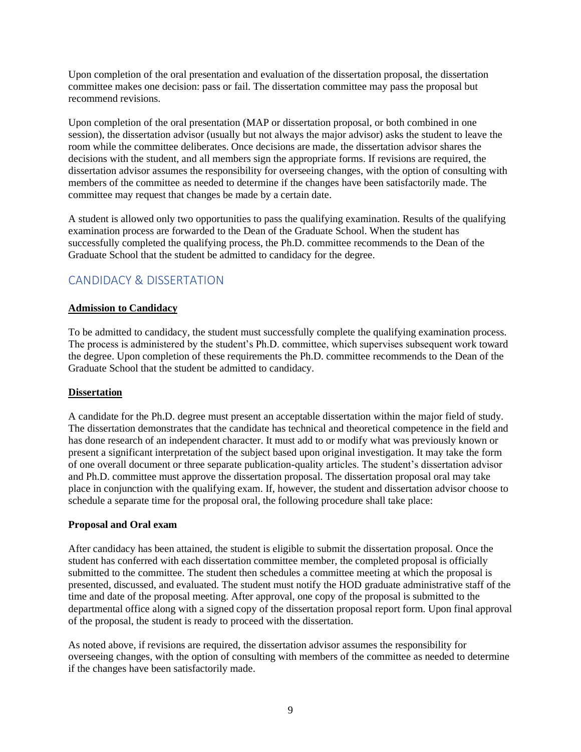Upon completion of the oral presentation and evaluation of the dissertation proposal, the dissertation committee makes one decision: pass or fail. The dissertation committee may pass the proposal but recommend revisions.

Upon completion of the oral presentation (MAP or dissertation proposal, or both combined in one session), the dissertation advisor (usually but not always the major advisor) asks the student to leave the room while the committee deliberates. Once decisions are made, the dissertation advisor shares the decisions with the student, and all members sign the appropriate forms. If revisions are required, the dissertation advisor assumes the responsibility for overseeing changes, with the option of consulting with members of the committee as needed to determine if the changes have been satisfactorily made. The committee may request that changes be made by a certain date.

A student is allowed only two opportunities to pass the qualifying examination. Results of the qualifying examination process are forwarded to the Dean of the Graduate School. When the student has successfully completed the qualifying process, the Ph.D. committee recommends to the Dean of the Graduate School that the student be admitted to candidacy for the degree.

## CANDIDACY & DISSERTATION

**Admission to Candidacy**

To be admitted to candidacy, the student must successfully complete the qualifying examination process. The process is administered by the student's Ph.D. committee, which supervises subsequent work toward the degree. Upon completion of these requirements the Ph.D. committee recommends to the Dean of the Graduate School that the student be admitted to candidacy.

**Dissertation**

A candidate for the Ph.D. degree must present an acceptable dissertation within the major field of study. The dissertation demonstrates that the candidate has technical and theoretical competence in the field and has done research of an independent character. It must add to or modify what was previously known or present a significant interpretation of the subject based upon original investigation. It may take the form of one overall document or three separate publication-quality articles. The student's dissertation advisor and Ph.D. committee must approve the dissertation proposal. The dissertation proposal oral may take place in conjunction with the qualifying exam. If, however, the student and dissertation advisor choose to schedule a separate time for the proposal oral, the following procedure shall take place:

**Proposal and Oral exam**

After candidacy has been attained, the student is eligible to submit the dissertation proposal. Once the student has conferred with each dissertation committee member, the completed proposal is officially submitted to the committee. The student then schedules a committee meeting at which the proposal is presented, discussed, and evaluated. The student must notify the HOD graduate administrative staff of the time and date of the proposal meeting. After approval, one copy of the proposal is submitted to the departmental office along with a signed copy of the dissertation proposal report form. Upon final approval of the proposal, the student is ready to proceed with the dissertation.

As noted above, if revisions are required, the dissertation advisor assumes the responsibility for overseeing changes, with the option of consulting with members of the committee as needed to determine if the changes have been satisfactorily made.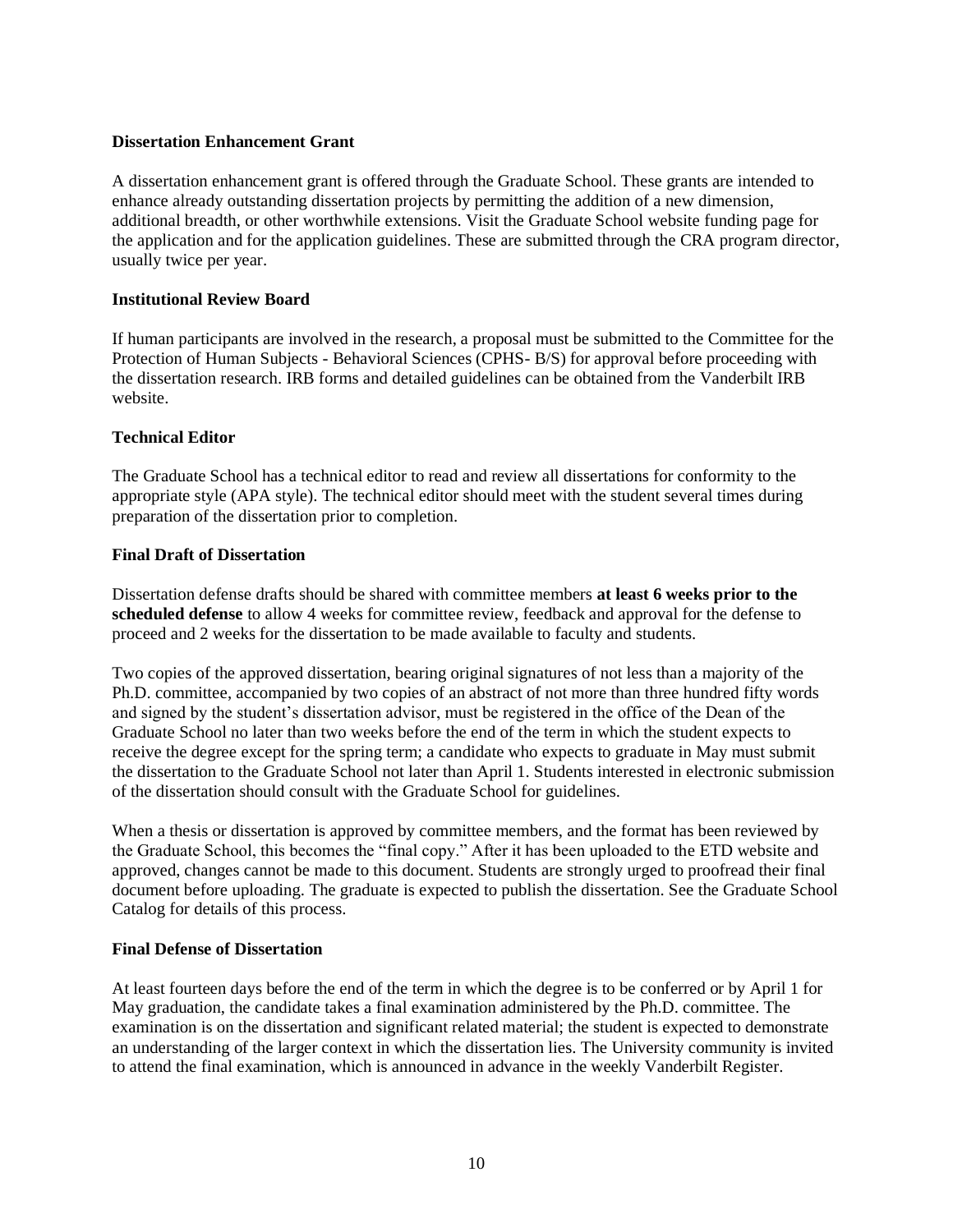**Dissertation Enhancement Grant**

A dissertation enhancement grant is offered through the Graduate School. These grants are intended to enhance already outstanding dissertation projects by permitting the addition of a new dimension, additional breadth, or other worthwhile extensions. Visit the Graduate School website funding page for the application and for the application guidelines. These are submitted through the CRA program director, usually twice per year.

**Institutional Review Board**

If human participants are involved in the research, a proposal must be submitted to the Committee for the Protection of Human Subjects - Behavioral Sciences (CPHS- B/S) for approval before proceeding with the dissertation research. IRB forms and detailed guidelines can be obtained from the Vanderbilt IRB website.

**Technical Editor**

The Graduate School has a technical editor to read and review all dissertations for conformity to the appropriate style (APA style). The technical editor should meet with the student several times during preparation of the dissertation prior to completion.

**Final Draft of Dissertation**

Dissertation defense drafts should be shared with committee members **at least 6 weeks prior to the scheduled defense** to allow 4 weeks for committee review, feedback and approval for the defense to proceed and 2 weeks for the dissertation to be made available to faculty and students.

Two copies of the approved dissertation, bearing original signatures of not less than a majority of the Ph.D. committee, accompanied by two copies of an abstract of not more than three hundred fifty words and signed by the student's dissertation advisor, must be registered in the office of the Dean of the Graduate School no later than two weeks before the end of the term in which the student expects to receive the degree except for the spring term; a candidate who expects to graduate in May must submit the dissertation to the Graduate School not later than April 1. Students interested in electronic submission of the dissertation should consult with the Graduate School for guidelines.

When a thesis or dissertation is approved by committee members, and the format has been reviewed by the Graduate School, this becomes the "final copy." After it has been uploaded to the ETD website and approved, changes cannot be made to this document. Students are strongly urged to proofread their final document before uploading. The graduate is expected to publish the dissertation. See the Graduate School Catalog for details of this process.

**Final Defense of Dissertation**

At least fourteen days before the end of the term in which the degree is to be conferred or by April 1 for May graduation, the candidate takes a final examination administered by the Ph.D. committee. The examination is on the dissertation and significant related material; the student is expected to demonstrate an understanding of the larger context in which the dissertation lies. The University community is invited to attend the final examination, which is announced in advance in the weekly Vanderbilt Register.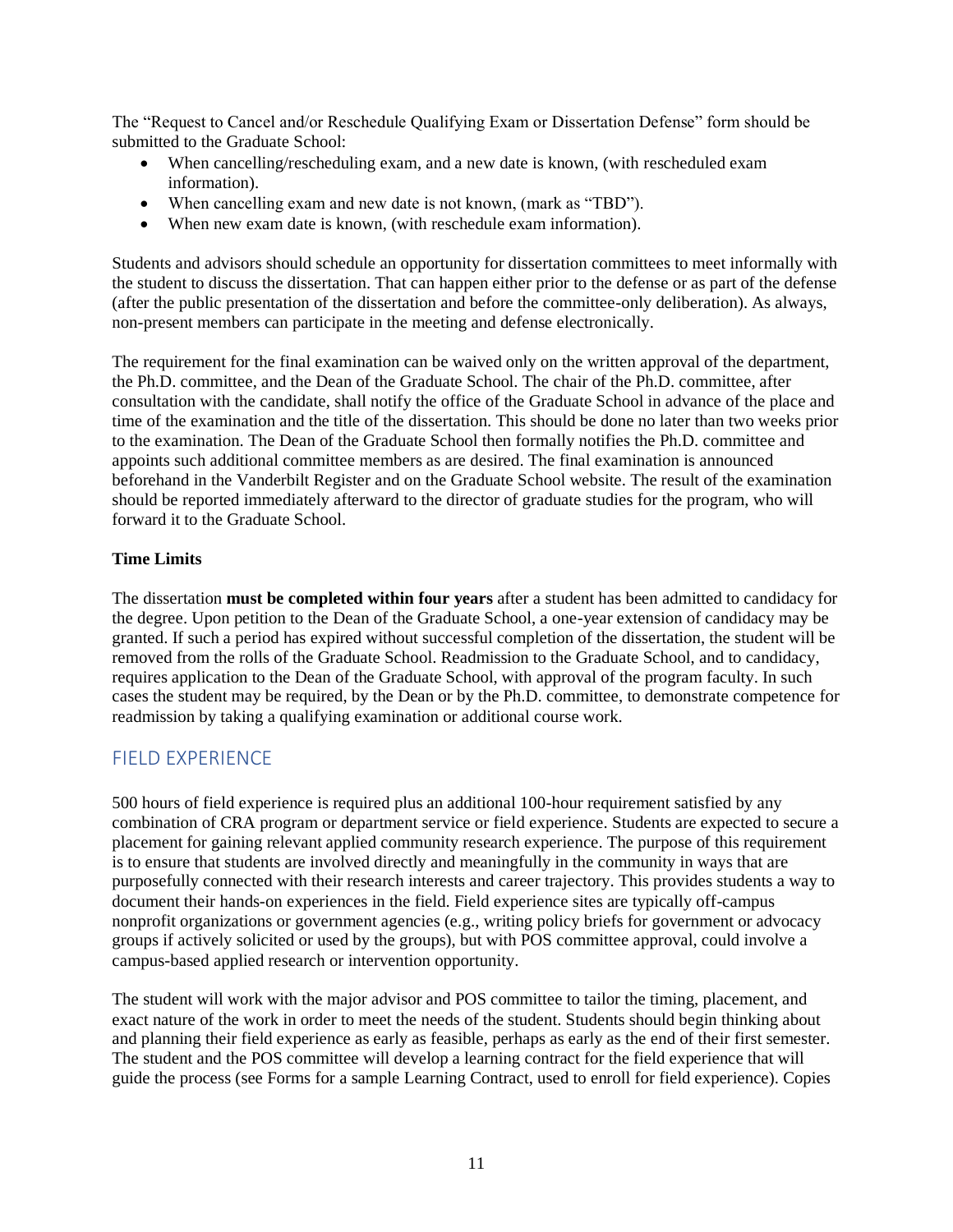The "Request to Cancel and/or Reschedule Qualifying Exam or Dissertation Defense" form should be submitted to the Graduate School:

- When cancelling/rescheduling exam, and a new date is known, (with rescheduled exam information).
- When cancelling exam and new date is not known, (mark as "TBD").
- When new exam date is known, (with reschedule exam information).

Students and advisors should schedule an opportunity for dissertation committees to meet informally with the student to discuss the dissertation. That can happen either prior to the defense or as part of the defense (after the public presentation of the dissertation and before the committee-only deliberation). As always, non-present members can participate in the meeting and defense electronically.

The requirement for the final examination can be waived only on the written approval of the department, the Ph.D. committee, and the Dean of the Graduate School. The chair of the Ph.D. committee, after consultation with the candidate, shall notify the office of the Graduate School in advance of the place and time of the examination and the title of the dissertation. This should be done no later than two weeks prior to the examination. The Dean of the Graduate School then formally notifies the Ph.D. committee and appoints such additional committee members as are desired. The final examination is announced beforehand in the Vanderbilt Register and on the Graduate School website. The result of the examination should be reported immediately afterward to the director of graduate studies for the program, who will forward it to the Graduate School.

### Time Limits

The dissertation **must be completed within four years** after a student has been admitted to candidacy for the degree. Upon petition to the Dean of the Graduate School, a one-year extension of candidacy may be granted. If such a period has expired without successful completion of the dissertation, the student will be removed from the rolls of the Graduate School. Readmission to the Graduate School, and to candidacy, requires application to the Dean of the Graduate School, with approval of the program faculty. In such cases the student may be required, by the Dean or by the Ph.D. committee, to demonstrate competence for readmission by taking a qualifying examination or additional course work.

## FIELD EXPERIENCE

500 hours of field experience is required plus an additional 100-hour requirement satisfied by any combination of CRA program or department service or field experience. Students are expected to secure a placement for gaining relevant applied community research experience. The purpose of this requirement is to ensure that students are involved directly and meaningfully in the community in ways that are purposefully connected with their research interests and career trajectory. This provides students a way to document their hands-on experiences in the field. Field experience sites are typically off-campus nonprofit organizations or government agencies (e.g., writing policy briefs for government or advocacy groups if actively solicited or used by the groups), but with POS committee approval, could involve a campus-based applied research or intervention opportunity.

The student will work with the major advisor and POS committee to tailor the timing, placement, and exact nature of the work in order to meet the needs of the student. Students should begin thinking about and planning their field experience as early as feasible, perhaps as early as the end of their first semester. The student and the POS committee will develop a learning contract for the field experience that will guide the process (see Forms for a sample Learning Contract, used to enroll for field experience). Copies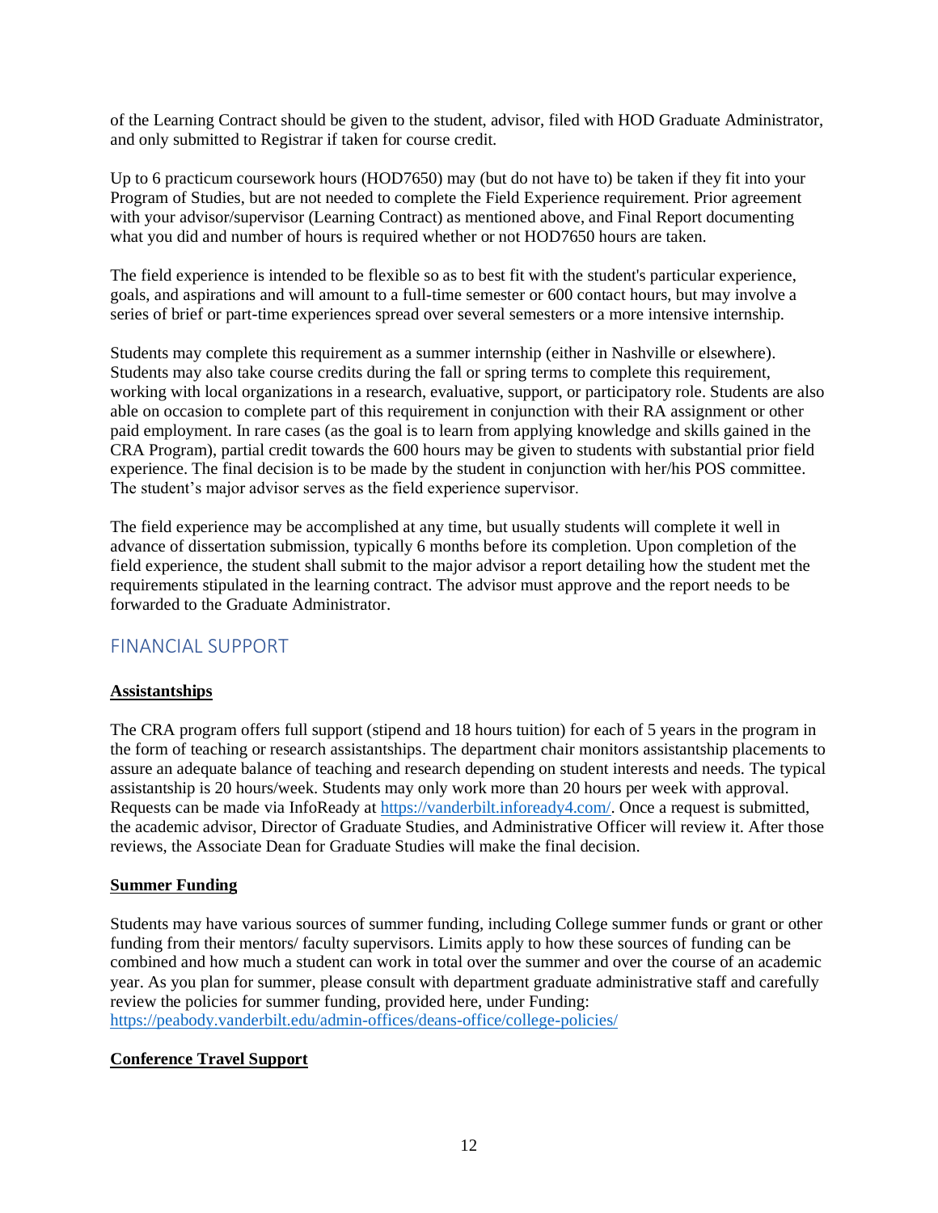of the Learning Contract should be given to the student, advisor, filed with HOD Graduate Administrator, and only submitted to Registrar if taken for course credit.

Up to 6 practicum coursework hours (HOD7650) may (but do not have to) be taken if they fit into your Program of Studies, but are not needed to complete the Field Experience requirement. Prior agreement with your advisor/supervisor (Learning Contract) as mentioned above, and Final Report documenting what you did and number of hours is required whether or not HOD7650 hours are taken.

The field experience is intended to be flexible so as to best fit with the student's particular experience, goals, and aspirations and will amount to a full-time semester or 600 contact hours, but may involve a series of brief or part-time experiences spread over several semesters or a more intensive internship.

Students may complete this requirement as a summer internship (either in Nashville or elsewhere). Students may also take course credits during the fall or spring terms to complete this requirement, working with local organizations in a research, evaluative, support, or participatory role. Students are also able on occasion to complete part of this requirement in conjunction with their RA assignment or other paid employment. In rare cases (as the goal is to learn from applying knowledge and skills gained in the CRA Program), partial credit towards the 600 hours may be given to students with substantial prior field experience. The final decision is to be made by the student in conjunction with her/his POS committee. The student's major advisor serves as the field experience supervisor.

The field experience may be accomplished at any time, but usually students will complete it well in advance of dissertation submission, typically 6 months before its completion. Upon completion of the field experience, the student shall submit to the major advisor a report detailing how the student met the requirements stipulated in the learning contract. The advisor must approve and the report needs to be forwarded to the Graduate Administrator.

## FINANCIAL SUPPORT

**Assistantships**

The CRA program offers full support (stipend and 18 hours tuition) for each of 5 years in the program in the form of teaching or research assistantships. The department chair monitors assistantship placements to assure an adequate balance of teaching and research depending on student interests and needs. The typical assistantship is 20 hours/week. Students may only work more than 20 hours per week with approval. Requests can be made via InfoReady at https://vanderbilt.infoready4.com/. Once a request is submitted, the academic advisor, Director of Graduate Studies, and Administrative Officer will review it. After those reviews, the Associate Dean for Graduate Studies will make the final decision.

**Summer Funding**

Students may have various sources of summer funding, including College summer funds or grant or other funding from their mentors/ faculty supervisors. Limits apply to how these sources of funding can be combined and how much a student can work in total over the summer and over the course of an academic year. As you plan for summer, please consult with department graduate administrative staff and carefully review the policies for summer funding, provided here, under Funding: https://peabody.vanderbilt.edu/admin-offices/deans-office/college-policies/

**Conference Travel Support**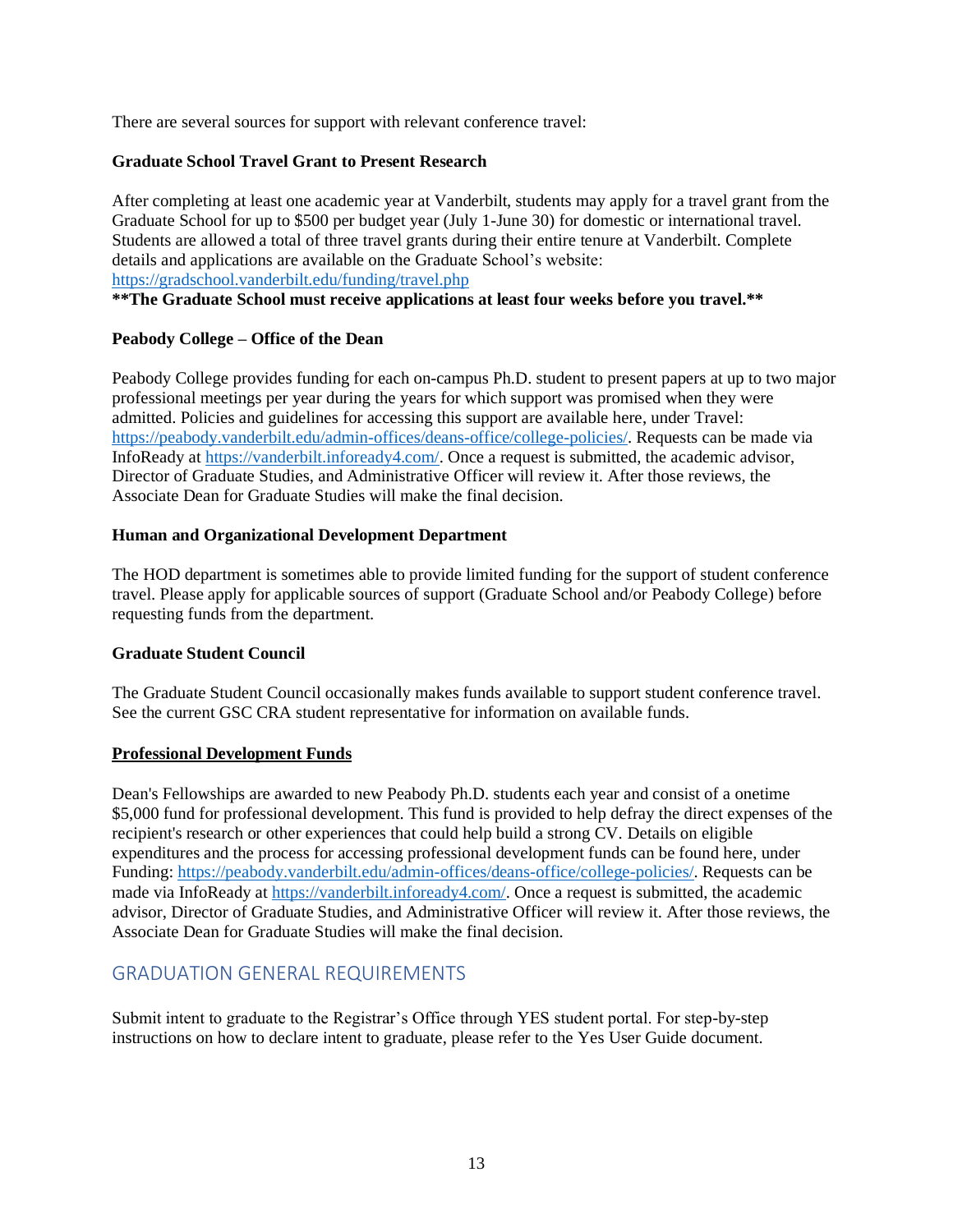There are several sources for support with relevant conference travel:

**Graduate School Travel Grant to Present Research**

After completing at least one academic year at Vanderbilt, students may apply for a travel grant from the Graduate School for up to $500 per budget year (July 1-June 30) for domestic or international travel. Students are allowed a total of three travel grants during their entire tenure at Vanderbilt. Complete details and applications are available on the Graduate School's website: https://gradschool.vanderbilt.edu/funding/travel.php

****The Graduate School must receive applications at least four weeks before you travel.****

**Peabody College – Office of the Dean**

Peabody College provides funding for each on-campus Ph.D. student to present papers at up to two major professional meetings per year during the years for which support was promised when they were admitted. Policies and guidelines for accessing this support are available here, under Travel: https://peabody.vanderbilt.edu/admin-offices/deans-office/college-policies/. Requests can be made via InfoReady at https://vanderbilt.infoready4.com/. Once a request is submitted, the academic advisor, Director of Graduate Studies, and Administrative Officer will review it. After those reviews, the Associate Dean for Graduate Studies will make the final decision.

**Human and Organizational Development Department**

The HOD department is sometimes able to provide limited funding for the support of student conference travel. Please apply for applicable sources of support (Graduate School and/or Peabody College) before requesting funds from the department.

**Graduate Student Council**

The Graduate Student Council occasionally makes funds available to support student conference travel. See the current GSC CRA student representative for information on available funds.

**Professional Development Funds**

Dean's Fellowships are awarded to new Peabody Ph.D. students each year and consist of a onetime $5,000 fund for professional development. This fund is provided to help defray the direct expenses of the recipient's research or other experiences that could help build a strong CV. Details on eligible expenditures and the process for accessing professional development funds can be found here, under Funding: https://peabody.vanderbilt.edu/admin-offices/deans-office/college-policies/. Requests can be made via InfoReady at https://vanderbilt.infoready4.com/. Once a request is submitted, the academic advisor, Director of Graduate Studies, and Administrative Officer will review it. After those reviews, the Associate Dean for Graduate Studies will make the final decision.

## GRADUATION GENERAL REQUIREMENTS

Submit intent to graduate to the Registrar's Office through YES student portal. For step-by-step instructions on how to declare intent to graduate, please refer to the Yes User Guide document.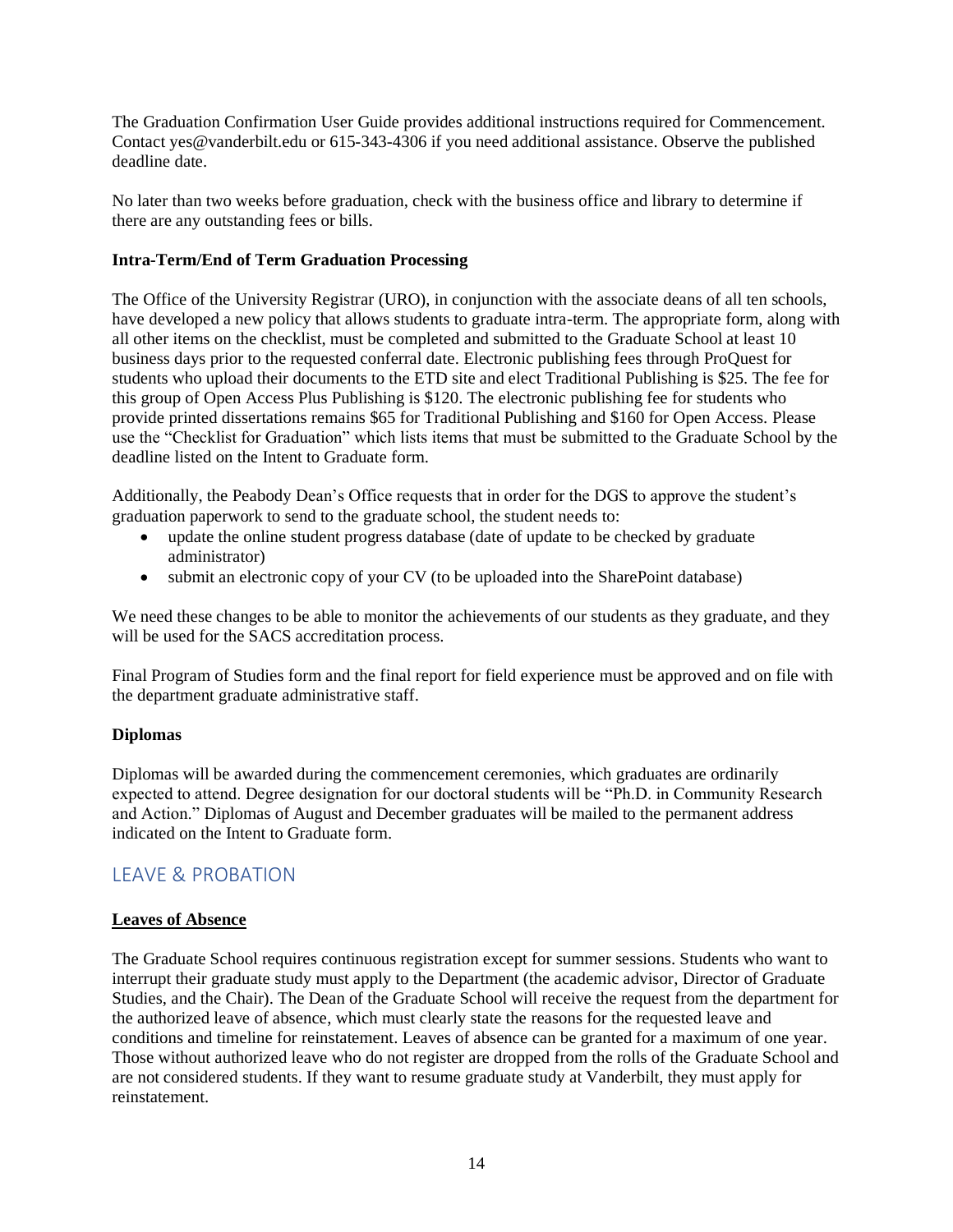The Graduation Confirmation User Guide provides additional instructions required for Commencement. Contact yes@vanderbilt.edu or 615-343-4306 if you need additional assistance. Observe the published deadline date.

No later than two weeks before graduation, check with the business office and library to determine if there are any outstanding fees or bills.

**Intra-Term/End of Term Graduation Processing**

The Office of the University Registrar (URO), in conjunction with the associate deans of all ten schools, have developed a new policy that allows students to graduate intra-term. The appropriate form, along with all other items on the checklist, must be completed and submitted to the Graduate School at least 10 business days prior to the requested conferral date. Electronic publishing fees through ProQuest for students who upload their documents to the ETD site and elect Traditional Publishing is $25. The fee for this group of Open Access Plus Publishing is $120. The electronic publishing fee for students who provide printed dissertations remains $65 for Traditional Publishing and $160 for Open Access. Please use the "Checklist for Graduation" which lists items that must be submitted to the Graduate School by the deadline listed on the Intent to Graduate form.

Additionally, the Peabody Dean's Office requests that in order for the DGS to approve the student's graduation paperwork to send to the graduate school, the student needs to:

- update the online student progress database (date of update to be checked by graduate administrator)
- submit an electronic copy of your CV (to be uploaded into the SharePoint database)

We need these changes to be able to monitor the achievements of our students as they graduate, and they will be used for the SACS accreditation process.

Final Program of Studies form and the final report for field experience must be approved and on file with the department graduate administrative staff.

**Diplomas**

Diplomas will be awarded during the commencement ceremonies, which graduates are ordinarily expected to attend. Degree designation for our doctoral students will be "Ph.D. in Community Research and Action." Diplomas of August and December graduates will be mailed to the permanent address indicated on the Intent to Graduate form.

## LEAVE & PROBATION

**Leaves of Absence**

The Graduate School requires continuous registration except for summer sessions. Students who want to interrupt their graduate study must apply to the Department (the academic advisor, Director of Graduate Studies, and the Chair). The Dean of the Graduate School will receive the request from the department for the authorized leave of absence, which must clearly state the reasons for the requested leave and conditions and timeline for reinstatement. Leaves of absence can be granted for a maximum of one year. Those without authorized leave who do not register are dropped from the rolls of the Graduate School and are not considered students. If they want to resume graduate study at Vanderbilt, they must apply for reinstatement.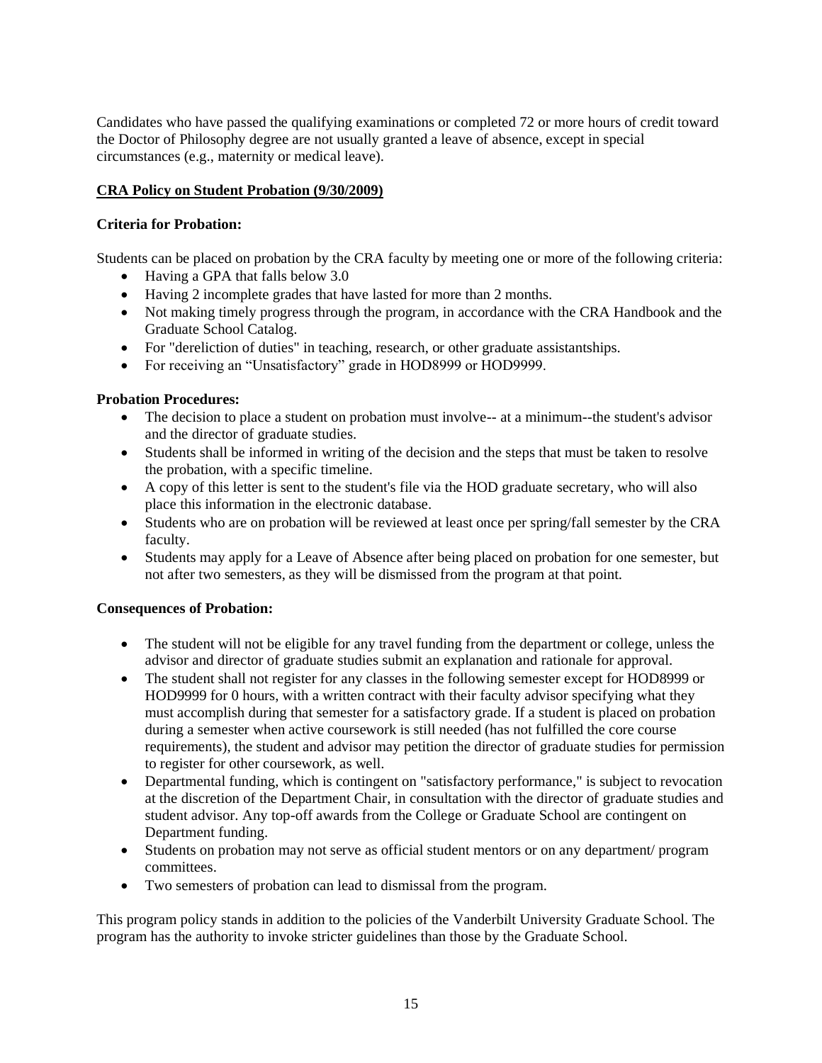Candidates who have passed the qualifying examinations or completed 72 or more hours of credit toward the Doctor of Philosophy degree are not usually granted a leave of absence, except in special circumstances (e.g., maternity or medical leave).

## CRA Policy on Student Probation (9/30/2009)

### Criteria for Probation:

Students can be placed on probation by the CRA faculty by meeting one or more of the following criteria:

- Having a GPA that falls below 3.0
- Having 2 incomplete grades that have lasted for more than 2 months.
- Not making timely progress through the program, in accordance with the CRA Handbook and the Graduate School Catalog.
- For "dereliction of duties" in teaching, research, or other graduate assistantships.
- For receiving an "Unsatisfactory" grade in HOD8999 or HOD9999.

### Probation Procedures:

- The decision to place a student on probation must involve-- at a minimum--the student's advisor and the director of graduate studies.
- Students shall be informed in writing of the decision and the steps that must be taken to resolve the probation, with a specific timeline.
- A copy of this letter is sent to the student's file via the HOD graduate secretary, who will also place this information in the electronic database.
- Students who are on probation will be reviewed at least once per spring/fall semester by the CRA faculty.
- Students may apply for a Leave of Absence after being placed on probation for one semester, but not after two semesters, as they will be dismissed from the program at that point.

### Consequences of Probation:

- The student will not be eligible for any travel funding from the department or college, unless the advisor and director of graduate studies submit an explanation and rationale for approval.
- The student shall not register for any classes in the following semester except for HOD8999 or HOD9999 for 0 hours, with a written contract with their faculty advisor specifying what they must accomplish during that semester for a satisfactory grade. If a student is placed on probation during a semester when active coursework is still needed (has not fulfilled the core course requirements), the student and advisor may petition the director of graduate studies for permission to register for other coursework, as well.
- Departmental funding, which is contingent on "satisfactory performance," is subject to revocation at the discretion of the Department Chair, in consultation with the director of graduate studies and student advisor. Any top-off awards from the College or Graduate School are contingent on Department funding.
- Students on probation may not serve as official student mentors or on any department/ program committees.
- Two semesters of probation can lead to dismissal from the program.

This program policy stands in addition to the policies of the Vanderbilt University Graduate School. The program has the authority to invoke stricter guidelines than those by the Graduate School.